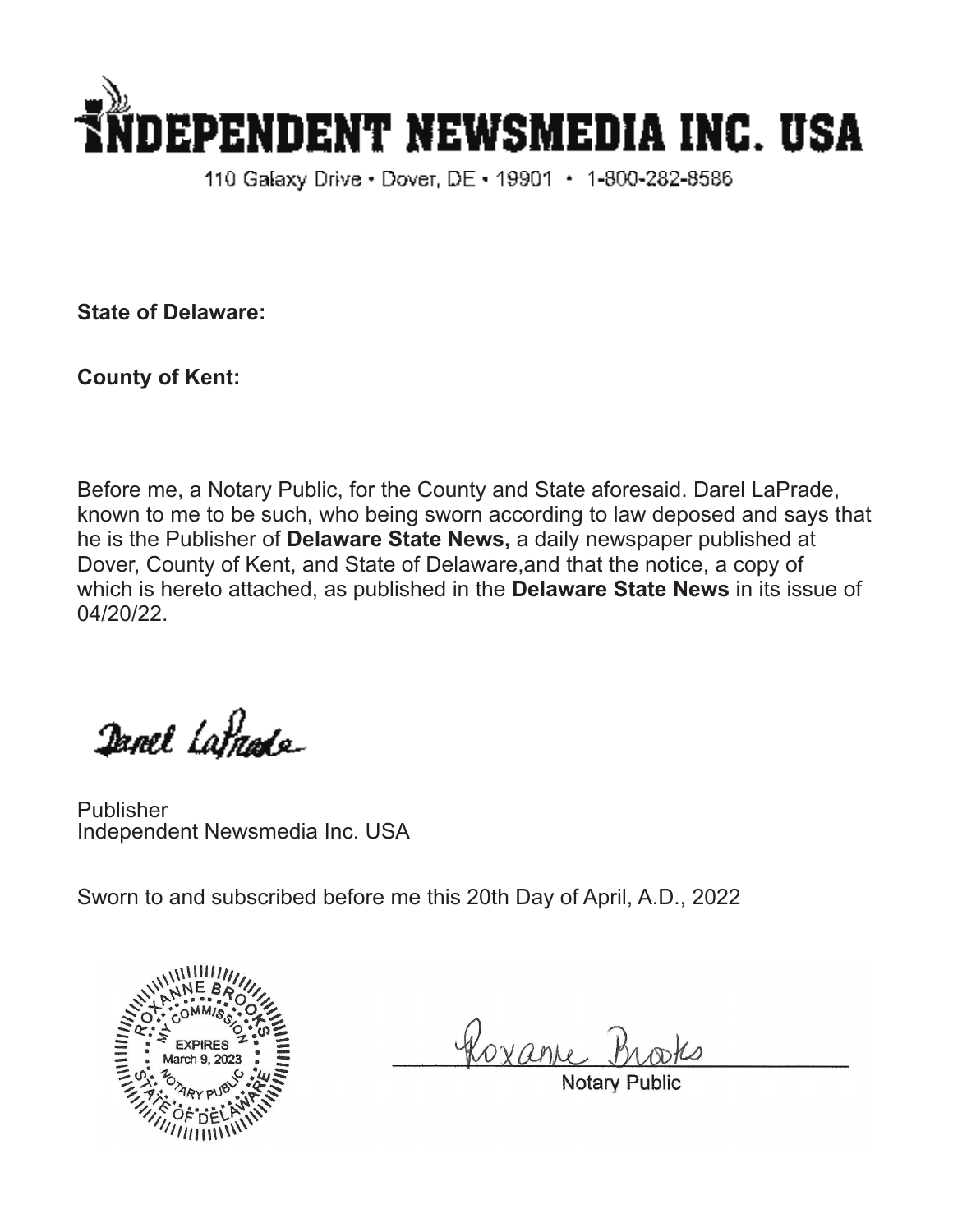# INDEPENDENT NEWSMEDIA INC. USA

110 Galaxy Drive • Dover, DE • 19901 • 1-800-282-8586

**State of Delaware:**

**County of Kent:**

Before me, a Notary Public, for the County and State aforesaid. Darel LaPrade, known to me to be such, who being sworn according to law deposed and says that he is the Publisher of **Delaware State News,** a daily newspaper published at Dover, County of Kent, and State of Delaware,and that the notice, a copy of which is hereto attached, as published in the **Delaware State News** in its issue of 04/20/22.

Darel LaPrade

Publisher
Independent Newsmedia Inc. USA

Sworn to and subscribed before me this 20th Day of April, A.D., 2022

ROXANNE BROOKS
MY COMMISSION EXPIRES March 9, 2023
NOTARY PUBLIC
STATE OF DELAWARE

Roxanne Brooks

Notary Public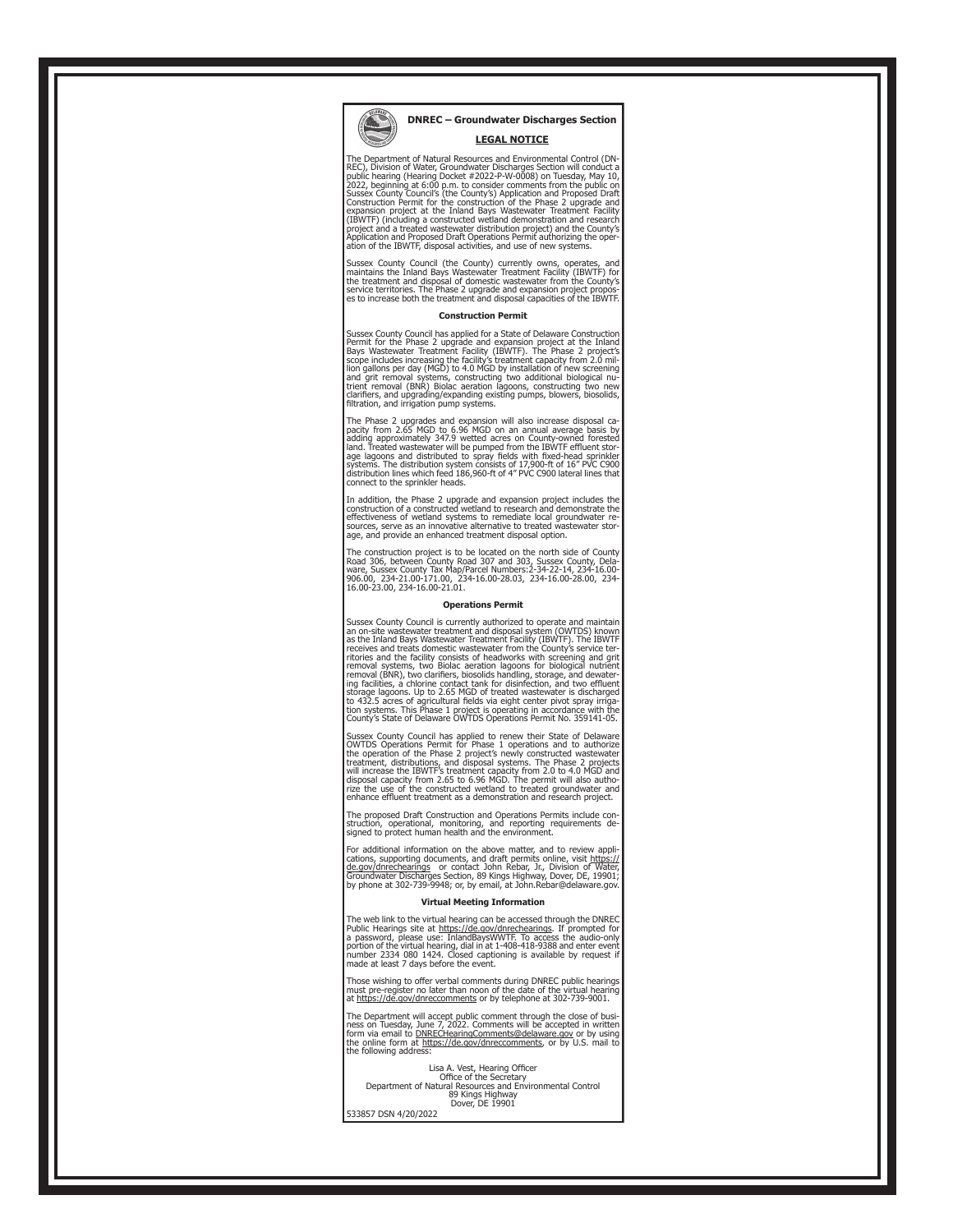## DNREC – Groundwater Discharges Section

**LEGAL NOTICE**

The Department of Natural Resources and Environmental Control (DNREC), Division of Water, Groundwater Discharges Section will conduct a public hearing (Hearing Docket #2022-P-W-0008) on Tuesday, May 10, 2022, beginning at 6:00 p.m. to consider comments from the public on Sussex County Council's (the County's) Application and Proposed Draft Construction Permit for the construction of the Phase 2 upgrade and expansion project at the Inland Bays Wastewater Treatment Facility (IBWTF) (including a constructed wetland demonstration and research project and a treated wastewater distribution project) and the County's Application and Proposed Draft Operations Permit authorizing the operation of the IBWTF, disposal activities, and use of new systems.

Sussex County Council (the County) currently owns, operates, and maintains the Inland Bays Wastewater Treatment Facility (IBWTF) for the treatment and disposal of domestic wastewater from the County's service territories. The Phase 2 upgrade and expansion project proposes to increase both the treatment and disposal capacities of the IBWTF.

### Construction Permit

Sussex County Council has applied for a State of Delaware Construction Permit for the Phase 2 upgrade and expansion project at the Inland Bays Wastewater Treatment Facility (IBWTF). The Phase 2 project's scope includes increasing the facility's treatment capacity from 2.0 million gallons per day (MGD) to 4.0 MGD by installation of new screening and grit removal systems, constructing two additional biological nutrient removal (BNR) Biolac aeration lagoons, constructing two new clarifiers, and upgrading/expanding existing pumps, blowers, biosolids, filtration, and irrigation pump systems.

The Phase 2 upgrades and expansion will also increase disposal capacity from 2.65 MGD to 6.96 MGD on an annual average basis by adding approximately 347.9 wetted acres on County-owned forested land. Treated wastewater will be pumped from the IBWTF effluent storage lagoons and distributed to spray fields with fixed-head sprinkler systems. The distribution system consists of 17,900-ft of 16" PVC C900 distribution lines which feed 186,960-ft of 4" PVC C900 lateral lines that connect to the sprinkler heads.

In addition, the Phase 2 upgrade and expansion project includes the construction of a constructed wetland to research and demonstrate the effectiveness of wetland systems to remediate local groundwater resources, serve as an innovative alternative to treated wastewater storage, and provide an enhanced treatment disposal option.

The construction project is to be located on the north side of County Road 306, between County Road 307 and 303, Sussex County, Delaware, Sussex County Tax Map/Parcel Numbers:2-34-22-14, 234-16.00-906.00, 234-21.00-171.00, 234-16.00-28.03, 234-16.00-28.00, 234-16.00-23.00, 234-16.00-21.01.

### Operations Permit

Sussex County Council is currently authorized to operate and maintain an on-site wastewater treatment and disposal system (OWTDS) known as the Inland Bays Wastewater Treatment Facility (IBWTF). The IBWTF receives and treats domestic wastewater from the County's service territories and the facility consists of headworks with screening and grit removal systems, two Biolac aeration lagoons for biological nutrient removal (BNR), two clarifiers, biosolids handling, storage, and dewatering facilities, a chlorine contact tank for disinfection, and two effluent storage lagoons. Up to 2.65 MGD of treated wastewater is discharged to 432.5 acres of agricultural fields via eight center pivot spray irrigation systems. This Phase 1 project is operating in accordance with the County's State of Delaware OWTDS Operations Permit No. 359141-05.

Sussex County Council has applied to renew their State of Delaware OWTDS Operations Permit for Phase 1 operations and to authorize the operation of the Phase 2 project's newly constructed wastewater treatment, distributions, and disposal systems. The Phase 2 projects will increase the IBWTF's treatment capacity from 2.0 to 4.0 MGD and disposal capacity from 2.65 to 6.96 MGD. The permit will also authorize the use of the constructed wetland to treated groundwater and enhance effluent treatment as a demonstration and research project.

The proposed Draft Construction and Operations Permits include construction, operational, monitoring, and reporting requirements designed to protect human health and the environment.

For additional information on the above matter, and to review applications, supporting documents, and draft permits online, visit https://de.gov/dnrechearings or contact John Rebar, Jr., Division of Water, Groundwater Discharges Section, 89 Kings Highway, Dover, DE, 19901; by phone at 302-739-9948; or, by email, at John.Rebar@delaware.gov.

### Virtual Meeting Information

The web link to the virtual hearing can be accessed through the DNREC Public Hearings site at https://de.gov/dnrechearings. If prompted for a password, please use: InlandBaysWWTF. To access the audio-only portion of the virtual hearing, dial in at 1-408-418-9388 and enter event number 2334 080 1424. Closed captioning is available by request if made at least 7 days before the event.

Those wishing to offer verbal comments during DNREC public hearings must pre-register no later than noon of the date of the virtual hearing at https://de.gov/dnreccomments or by telephone at 302-739-9001.

The Department will accept public comment through the close of business on Tuesday, June 7, 2022. Comments will be accepted in written form via email to DNRECHearingComments@delaware.gov or by using the online form at https://de.gov/dnreccomments, or by U.S. mail to the following address:

Lisa A. Vest, Hearing Officer
Office of the Secretary
Department of Natural Resources and Environmental Control
89 Kings Highway
Dover, DE 19901

533857 DSN 4/20/2022